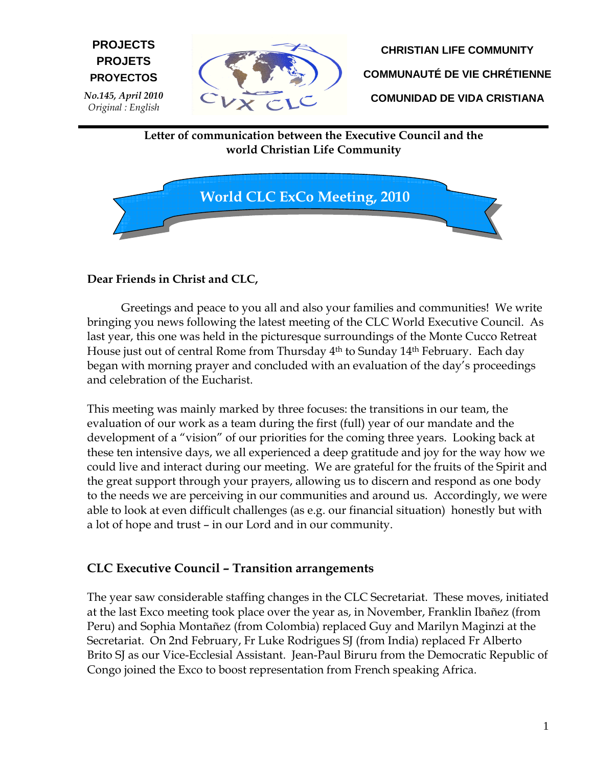**PROJECTS**
**PROJETS**
**PROYECTOS**

***No.145, April 2010***
*Original : English*

**CHRISTIAN LIFE COMMUNITY**

**COMMUNAUTÉ DE VIE CHRÉTIENNE**

**COMUNIDAD DE VIDA CRISTIANA**

**Letter of communication between the Executive Council and the world Christian Life Community**

# World CLC ExCo Meeting, 2010

**Dear Friends in Christ and CLC,**

Greetings and peace to you all and also your families and communities! We write bringing you news following the latest meeting of the CLC World Executive Council. As last year, this one was held in the picturesque surroundings of the Monte Cucco Retreat House just out of central Rome from Thursday 4th to Sunday 14th February. Each day began with morning prayer and concluded with an evaluation of the day's proceedings and celebration of the Eucharist.

This meeting was mainly marked by three focuses: the transitions in our team, the evaluation of our work as a team during the first (full) year of our mandate and the development of a "vision" of our priorities for the coming three years. Looking back at these ten intensive days, we all experienced a deep gratitude and joy for the way how we could live and interact during our meeting. We are grateful for the fruits of the Spirit and the great support through your prayers, allowing us to discern and respond as one body to the needs we are perceiving in our communities and around us. Accordingly, we were able to look at even difficult challenges (as e.g. our financial situation) honestly but with a lot of hope and trust – in our Lord and in our community.

## CLC Executive Council – Transition arrangements

The year saw considerable staffing changes in the CLC Secretariat. These moves, initiated at the last Exco meeting took place over the year as, in November, Franklin Ibañez (from Peru) and Sophia Montañez (from Colombia) replaced Guy and Marilyn Maginzi at the Secretariat. On 2nd February, Fr Luke Rodrigues SJ (from India) replaced Fr Alberto Brito SJ as our Vice-Ecclesial Assistant. Jean-Paul Biruru from the Democratic Republic of Congo joined the Exco to boost representation from French speaking Africa.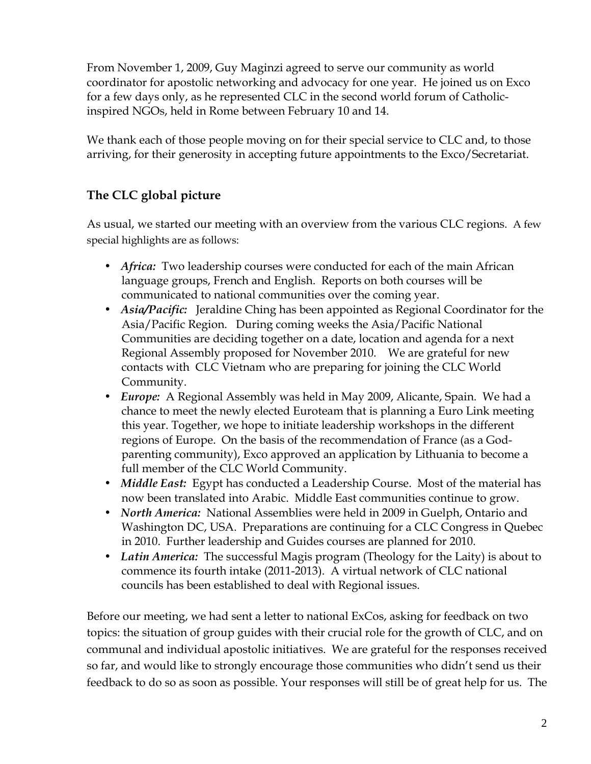From November 1, 2009, Guy Maginzi agreed to serve our community as world coordinator for apostolic networking and advocacy for one year. He joined us on Exco for a few days only, as he represented CLC in the second world forum of Catholic-inspired NGOs, held in Rome between February 10 and 14.

We thank each of those people moving on for their special service to CLC and, to those arriving, for their generosity in accepting future appointments to the Exco/Secretariat.

## The CLC global picture

As usual, we started our meeting with an overview from the various CLC regions. A few special highlights are as follows:

- ***Africa:*** Two leadership courses were conducted for each of the main African language groups, French and English. Reports on both courses will be communicated to national communities over the coming year.
- ***Asia/Pacific:*** Jeraldine Ching has been appointed as Regional Coordinator for the Asia/Pacific Region. During coming weeks the Asia/Pacific National Communities are deciding together on a date, location and agenda for a next Regional Assembly proposed for November 2010. We are grateful for new contacts with CLC Vietnam who are preparing for joining the CLC World Community.
- ***Europe:*** A Regional Assembly was held in May 2009, Alicante, Spain. We had a chance to meet the newly elected Euroteam that is planning a Euro Link meeting this year. Together, we hope to initiate leadership workshops in the different regions of Europe. On the basis of the recommendation of France (as a God-parenting community), Exco approved an application by Lithuania to become a full member of the CLC World Community.
- ***Middle East:*** Egypt has conducted a Leadership Course. Most of the material has now been translated into Arabic. Middle East communities continue to grow.
- ***North America:*** National Assemblies were held in 2009 in Guelph, Ontario and Washington DC, USA. Preparations are continuing for a CLC Congress in Quebec in 2010. Further leadership and Guides courses are planned for 2010.
- ***Latin America:*** The successful Magis program (Theology for the Laity) is about to commence its fourth intake (2011-2013). A virtual network of CLC national councils has been established to deal with Regional issues.

Before our meeting, we had sent a letter to national ExCos, asking for feedback on two topics: the situation of group guides with their crucial role for the growth of CLC, and on communal and individual apostolic initiatives. We are grateful for the responses received so far, and would like to strongly encourage those communities who didn't send us their feedback to do so as soon as possible. Your responses will still be of great help for us. The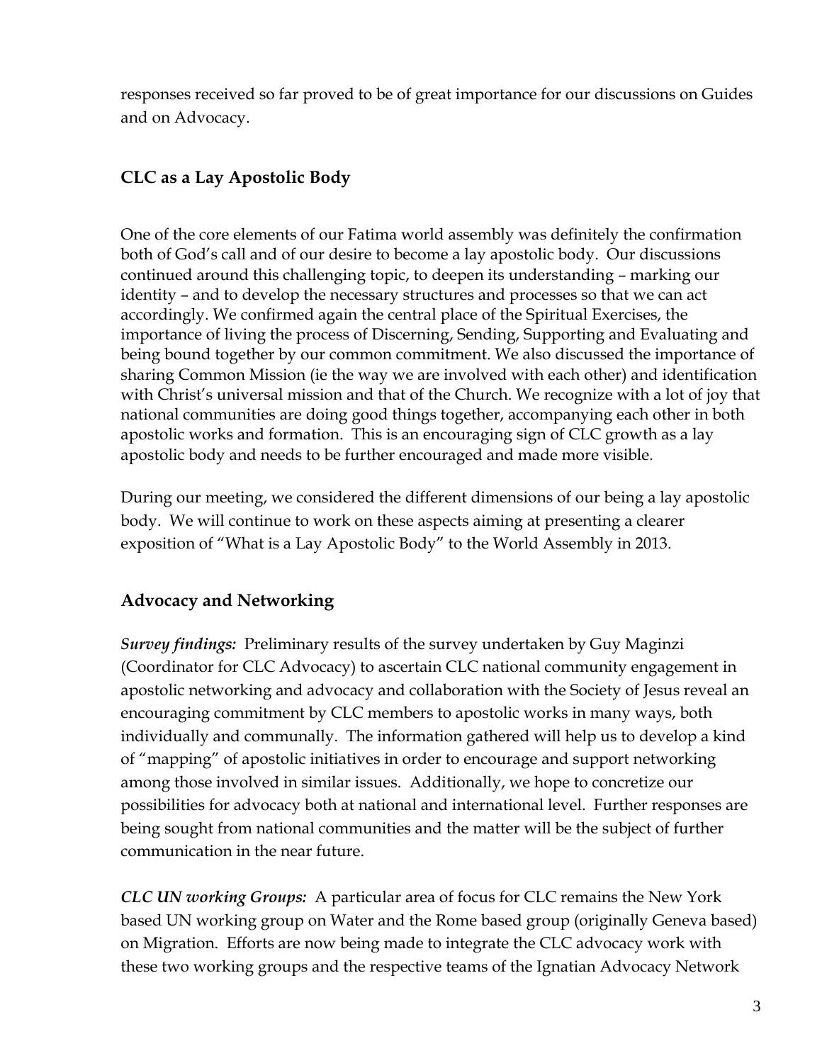responses received so far proved to be of great importance for our discussions on Guides and on Advocacy.

## CLC as a Lay Apostolic Body

One of the core elements of our Fatima world assembly was definitely the confirmation both of God's call and of our desire to become a lay apostolic body. Our discussions continued around this challenging topic, to deepen its understanding – marking our identity – and to develop the necessary structures and processes so that we can act accordingly. We confirmed again the central place of the Spiritual Exercises, the importance of living the process of Discerning, Sending, Supporting and Evaluating and being bound together by our common commitment. We also discussed the importance of sharing Common Mission (ie the way we are involved with each other) and identification with Christ's universal mission and that of the Church. We recognize with a lot of joy that national communities are doing good things together, accompanying each other in both apostolic works and formation. This is an encouraging sign of CLC growth as a lay apostolic body and needs to be further encouraged and made more visible.

During our meeting, we considered the different dimensions of our being a lay apostolic body. We will continue to work on these aspects aiming at presenting a clearer exposition of "What is a Lay Apostolic Body" to the World Assembly in 2013.

## Advocacy and Networking

***Survey findings:*** Preliminary results of the survey undertaken by Guy Maginzi (Coordinator for CLC Advocacy) to ascertain CLC national community engagement in apostolic networking and advocacy and collaboration with the Society of Jesus reveal an encouraging commitment by CLC members to apostolic works in many ways, both individually and communally. The information gathered will help us to develop a kind of "mapping" of apostolic initiatives in order to encourage and support networking among those involved in similar issues. Additionally, we hope to concretize our possibilities for advocacy both at national and international level. Further responses are being sought from national communities and the matter will be the subject of further communication in the near future.

***CLC UN working Groups:*** A particular area of focus for CLC remains the New York based UN working group on Water and the Rome based group (originally Geneva based) on Migration. Efforts are now being made to integrate the CLC advocacy work with these two working groups and the respective teams of the Ignatian Advocacy Network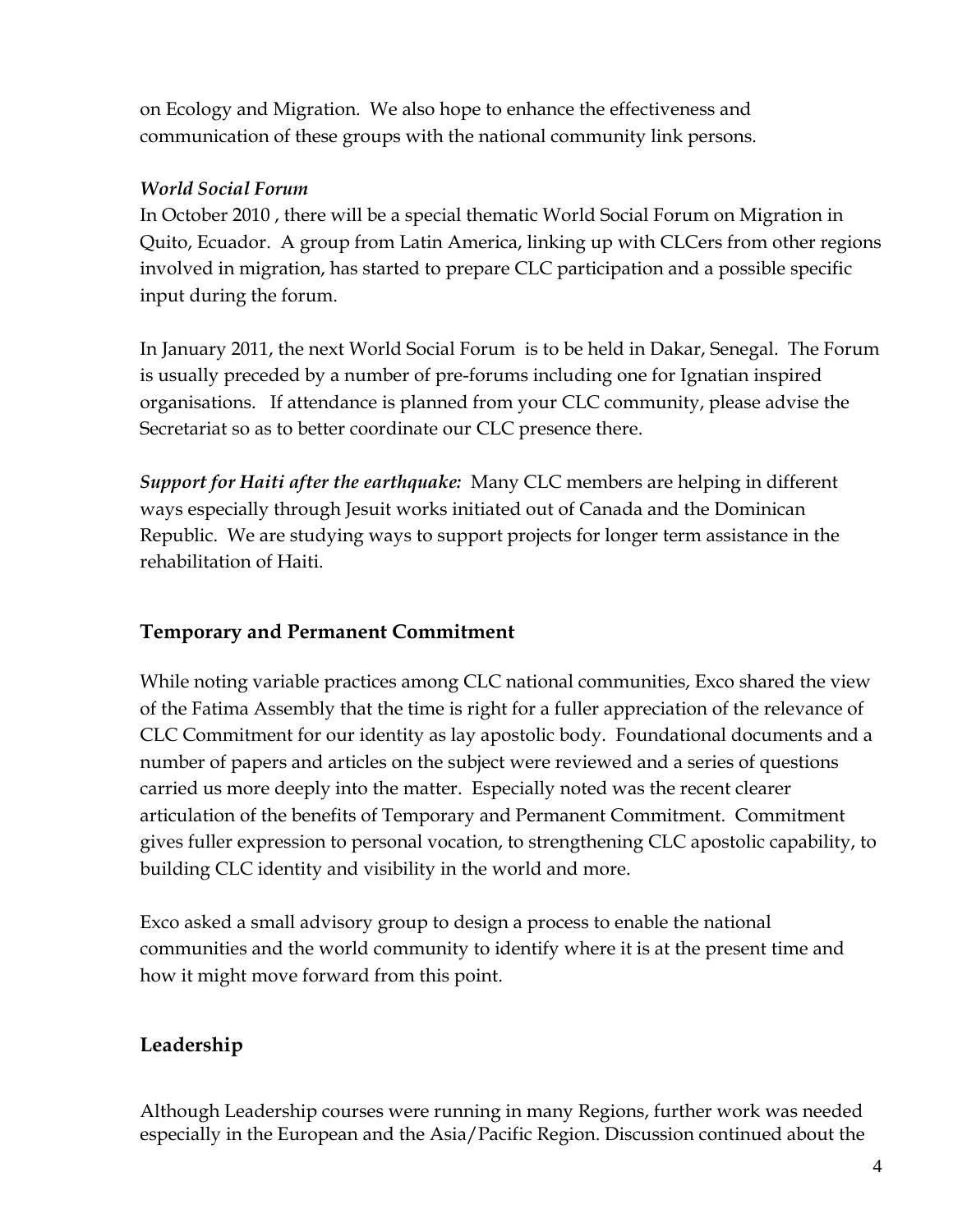on Ecology and Migration. We also hope to enhance the effectiveness and communication of these groups with the national community link persons.

***World Social Forum***

In October 2010 , there will be a special thematic World Social Forum on Migration in Quito, Ecuador. A group from Latin America, linking up with CLCers from other regions involved in migration, has started to prepare CLC participation and a possible specific input during the forum.

In January 2011, the next World Social Forum is to be held in Dakar, Senegal. The Forum is usually preceded by a number of pre-forums including one for Ignatian inspired organisations. If attendance is planned from your CLC community, please advise the Secretariat so as to better coordinate our CLC presence there.

***Support for Haiti after the earthquake:*** Many CLC members are helping in different ways especially through Jesuit works initiated out of Canada and the Dominican Republic. We are studying ways to support projects for longer term assistance in the rehabilitation of Haiti.

## Temporary and Permanent Commitment

While noting variable practices among CLC national communities, Exco shared the view of the Fatima Assembly that the time is right for a fuller appreciation of the relevance of CLC Commitment for our identity as lay apostolic body. Foundational documents and a number of papers and articles on the subject were reviewed and a series of questions carried us more deeply into the matter. Especially noted was the recent clearer articulation of the benefits of Temporary and Permanent Commitment. Commitment gives fuller expression to personal vocation, to strengthening CLC apostolic capability, to building CLC identity and visibility in the world and more.

Exco asked a small advisory group to design a process to enable the national communities and the world community to identify where it is at the present time and how it might move forward from this point.

## Leadership

Although Leadership courses were running in many Regions, further work was needed especially in the European and the Asia/Pacific Region. Discussion continued about the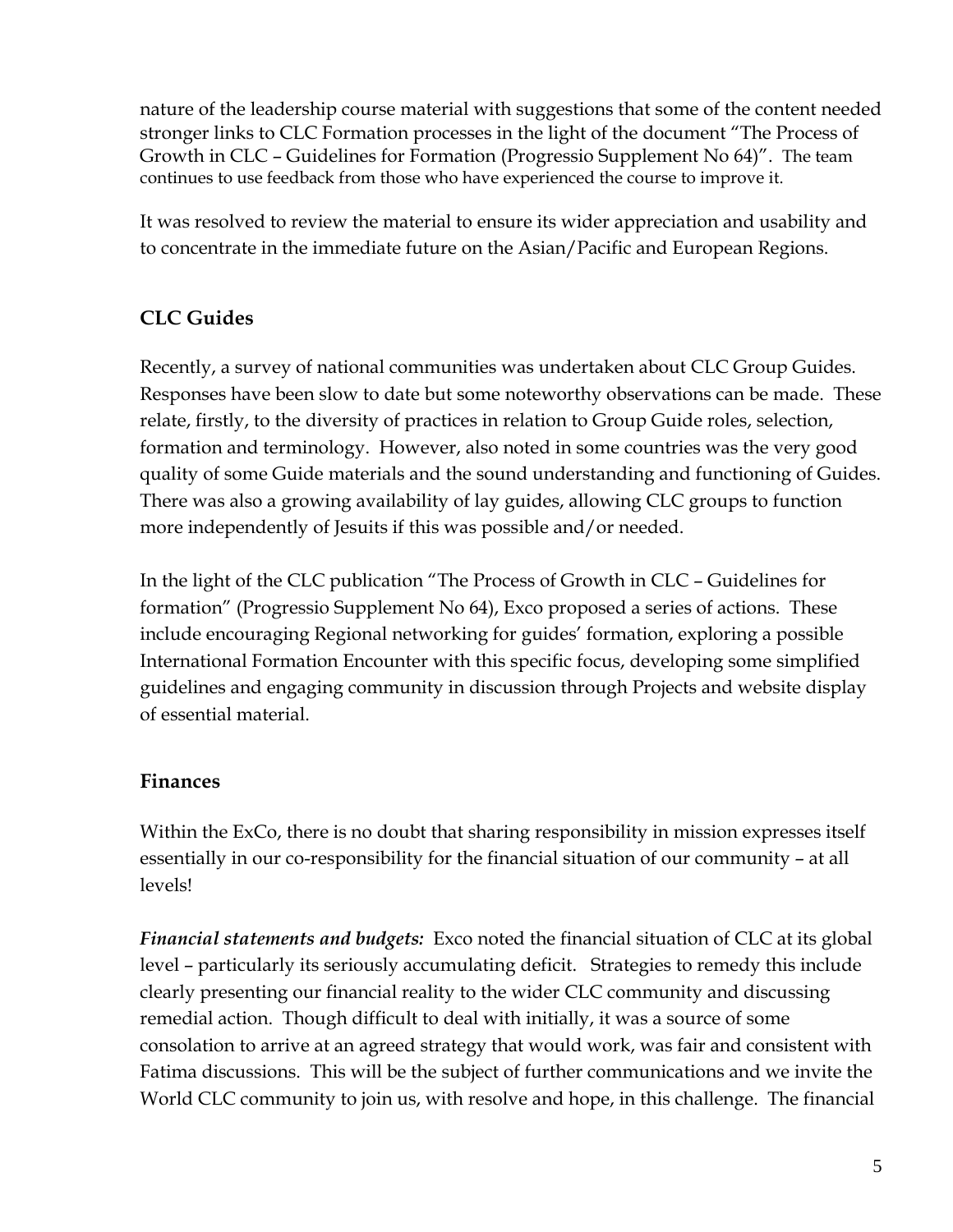nature of the leadership course material with suggestions that some of the content needed stronger links to CLC Formation processes in the light of the document "The Process of Growth in CLC – Guidelines for Formation (Progressio Supplement No 64)". The team continues to use feedback from those who have experienced the course to improve it.

It was resolved to review the material to ensure its wider appreciation and usability and to concentrate in the immediate future on the Asian/Pacific and European Regions.

## CLC Guides

Recently, a survey of national communities was undertaken about CLC Group Guides. Responses have been slow to date but some noteworthy observations can be made. These relate, firstly, to the diversity of practices in relation to Group Guide roles, selection, formation and terminology. However, also noted in some countries was the very good quality of some Guide materials and the sound understanding and functioning of Guides. There was also a growing availability of lay guides, allowing CLC groups to function more independently of Jesuits if this was possible and/or needed.

In the light of the CLC publication "The Process of Growth in CLC – Guidelines for formation" (Progressio Supplement No 64), Exco proposed a series of actions. These include encouraging Regional networking for guides' formation, exploring a possible International Formation Encounter with this specific focus, developing some simplified guidelines and engaging community in discussion through Projects and website display of essential material.

## Finances

Within the ExCo, there is no doubt that sharing responsibility in mission expresses itself essentially in our co-responsibility for the financial situation of our community – at all levels!

***Financial statements and budgets:*** Exco noted the financial situation of CLC at its global level – particularly its seriously accumulating deficit. Strategies to remedy this include clearly presenting our financial reality to the wider CLC community and discussing remedial action. Though difficult to deal with initially, it was a source of some consolation to arrive at an agreed strategy that would work, was fair and consistent with Fatima discussions. This will be the subject of further communications and we invite the World CLC community to join us, with resolve and hope, in this challenge. The financial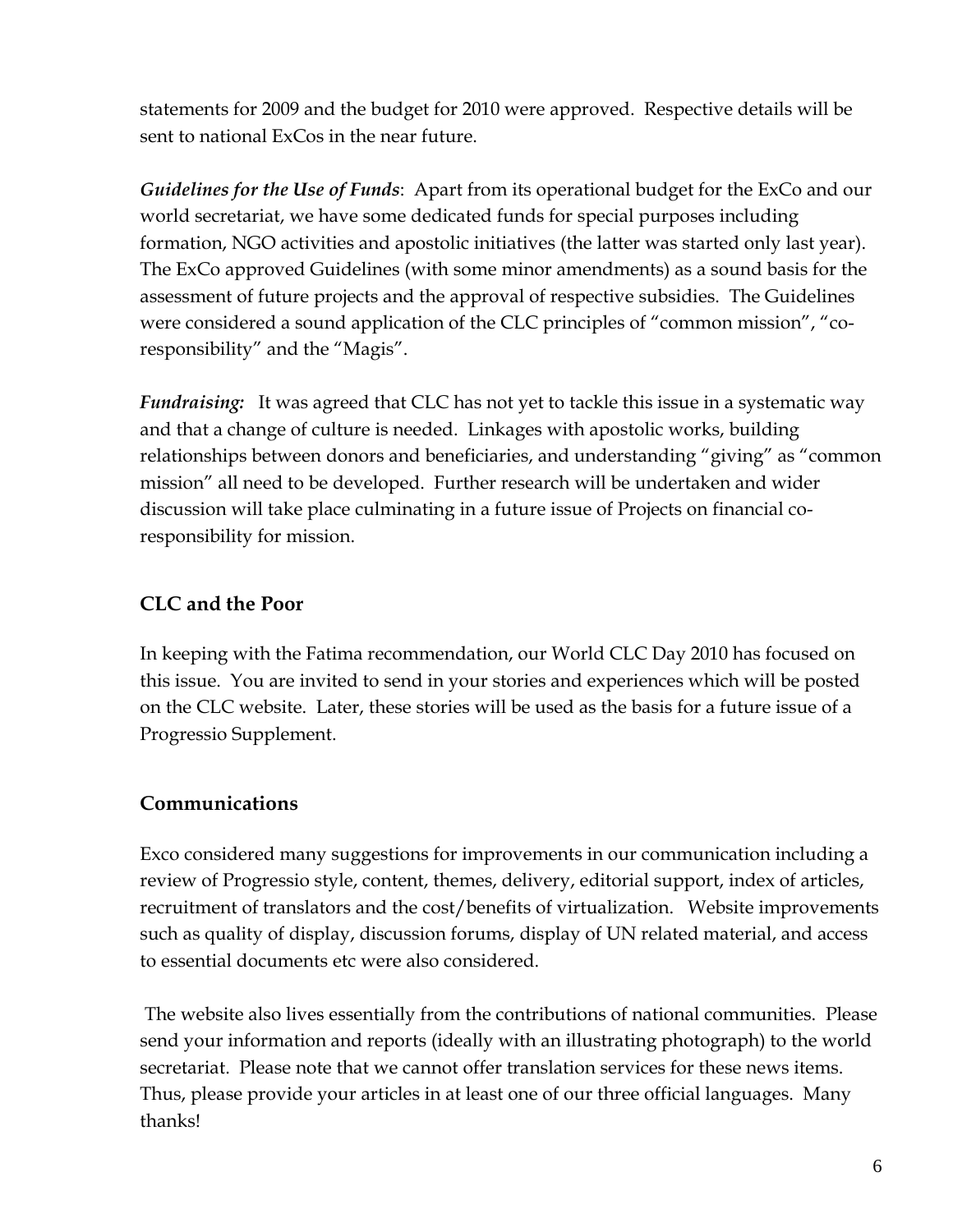statements for 2009 and the budget for 2010 were approved. Respective details will be sent to national ExCos in the near future.

***Guidelines for the Use of Funds***: Apart from its operational budget for the ExCo and our world secretariat, we have some dedicated funds for special purposes including formation, NGO activities and apostolic initiatives (the latter was started only last year). The ExCo approved Guidelines (with some minor amendments) as a sound basis for the assessment of future projects and the approval of respective subsidies. The Guidelines were considered a sound application of the CLC principles of "common mission", "co-responsibility" and the "Magis".

***Fundraising:*** It was agreed that CLC has not yet to tackle this issue in a systematic way and that a change of culture is needed. Linkages with apostolic works, building relationships between donors and beneficiaries, and understanding "giving" as "common mission" all need to be developed. Further research will be undertaken and wider discussion will take place culminating in a future issue of Projects on financial co-responsibility for mission.

## CLC and the Poor

In keeping with the Fatima recommendation, our World CLC Day 2010 has focused on this issue. You are invited to send in your stories and experiences which will be posted on the CLC website. Later, these stories will be used as the basis for a future issue of a Progressio Supplement.

## Communications

Exco considered many suggestions for improvements in our communication including a review of Progressio style, content, themes, delivery, editorial support, index of articles, recruitment of translators and the cost/benefits of virtualization. Website improvements such as quality of display, discussion forums, display of UN related material, and access to essential documents etc were also considered.

The website also lives essentially from the contributions of national communities. Please send your information and reports (ideally with an illustrating photograph) to the world secretariat. Please note that we cannot offer translation services for these news items. Thus, please provide your articles in at least one of our three official languages. Many thanks!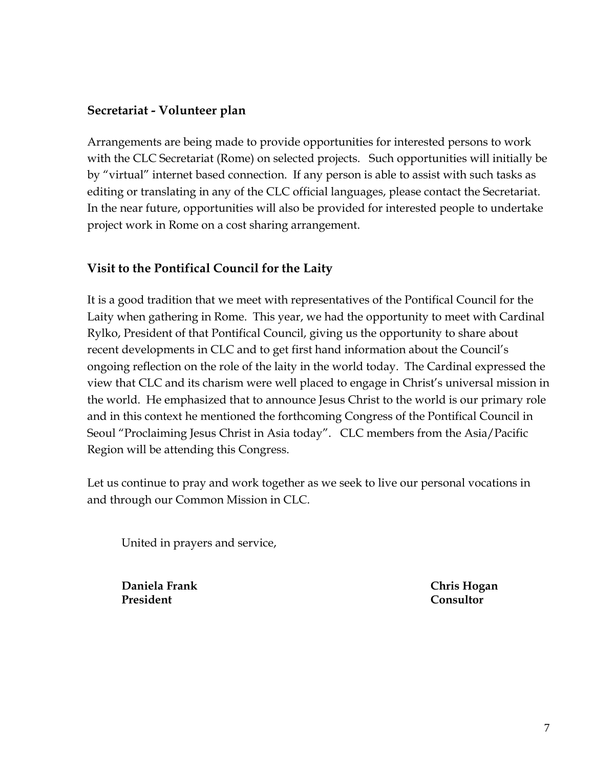### Secretariat - Volunteer plan

Arrangements are being made to provide opportunities for interested persons to work with the CLC Secretariat (Rome) on selected projects. Such opportunities will initially be by "virtual" internet based connection. If any person is able to assist with such tasks as editing or translating in any of the CLC official languages, please contact the Secretariat. In the near future, opportunities will also be provided for interested people to undertake project work in Rome on a cost sharing arrangement.

### Visit to the Pontifical Council for the Laity

It is a good tradition that we meet with representatives of the Pontifical Council for the Laity when gathering in Rome. This year, we had the opportunity to meet with Cardinal Rylko, President of that Pontifical Council, giving us the opportunity to share about recent developments in CLC and to get first hand information about the Council's ongoing reflection on the role of the laity in the world today. The Cardinal expressed the view that CLC and its charism were well placed to engage in Christ's universal mission in the world. He emphasized that to announce Jesus Christ to the world is our primary role and in this context he mentioned the forthcoming Congress of the Pontifical Council in Seoul "Proclaiming Jesus Christ in Asia today". CLC members from the Asia/Pacific Region will be attending this Congress.

Let us continue to pray and work together as we seek to live our personal vocations in and through our Common Mission in CLC.

United in prayers and service,

**Daniela Frank**
**President**

**Chris Hogan**
**Consultor**